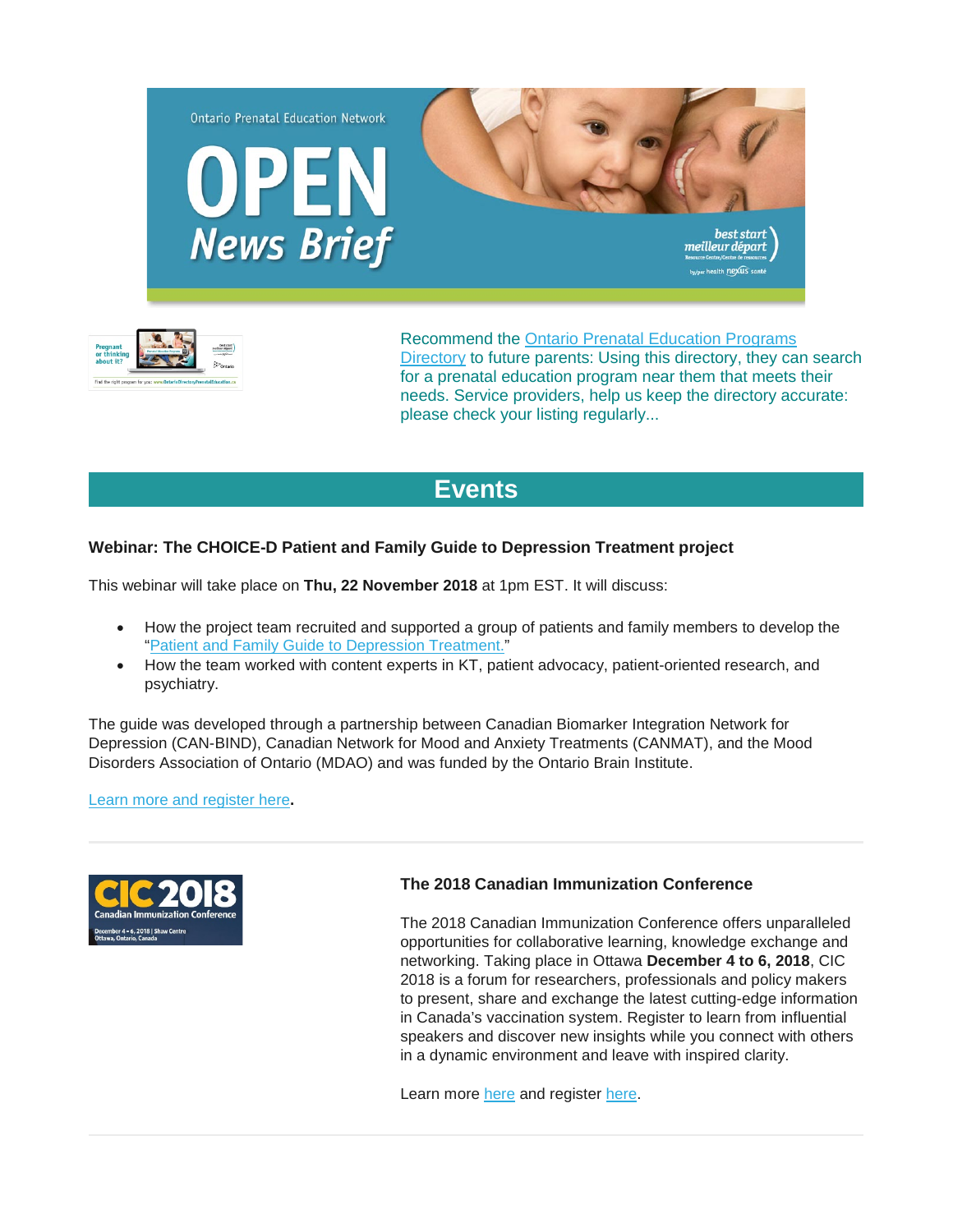Ontario Prenatal Education Network

# OPEN News Brief

Recommend the Ontario Prenatal Education Programs Directory to future parents: Using this directory, they can search for a prenatal education program near them that meets their needs. Service providers, help us keep the directory accurate: please check your listing regularly...

## Events

### Webinar: The CHOICE-D Patient and Family Guide to Depression Treatment project

This webinar will take place on **Thu, 22 November 2018** at 1pm EST. It will discuss:

- How the project team recruited and supported a group of patients and family members to develop the "Patient and Family Guide to Depression Treatment."
- How the team worked with content experts in KT, patient advocacy, patient-oriented research, and psychiatry.

The guide was developed through a partnership between Canadian Biomarker Integration Network for Depression (CAN-BIND), Canadian Network for Mood and Anxiety Treatments (CANMAT), and the Mood Disorders Association of Ontario (MDAO) and was funded by the Ontario Brain Institute.

Learn more and register here**.**

---

### The 2018 Canadian Immunization Conference

The 2018 Canadian Immunization Conference offers unparalleled opportunities for collaborative learning, knowledge exchange and networking. Taking place in Ottawa **December 4 to 6, 2018**, CIC 2018 is a forum for researchers, professionals and policy makers to present, share and exchange the latest cutting-edge information in Canada's vaccination system. Register to learn from influential speakers and discover new insights while you connect with others in a dynamic environment and leave with inspired clarity.

Learn more here and register here.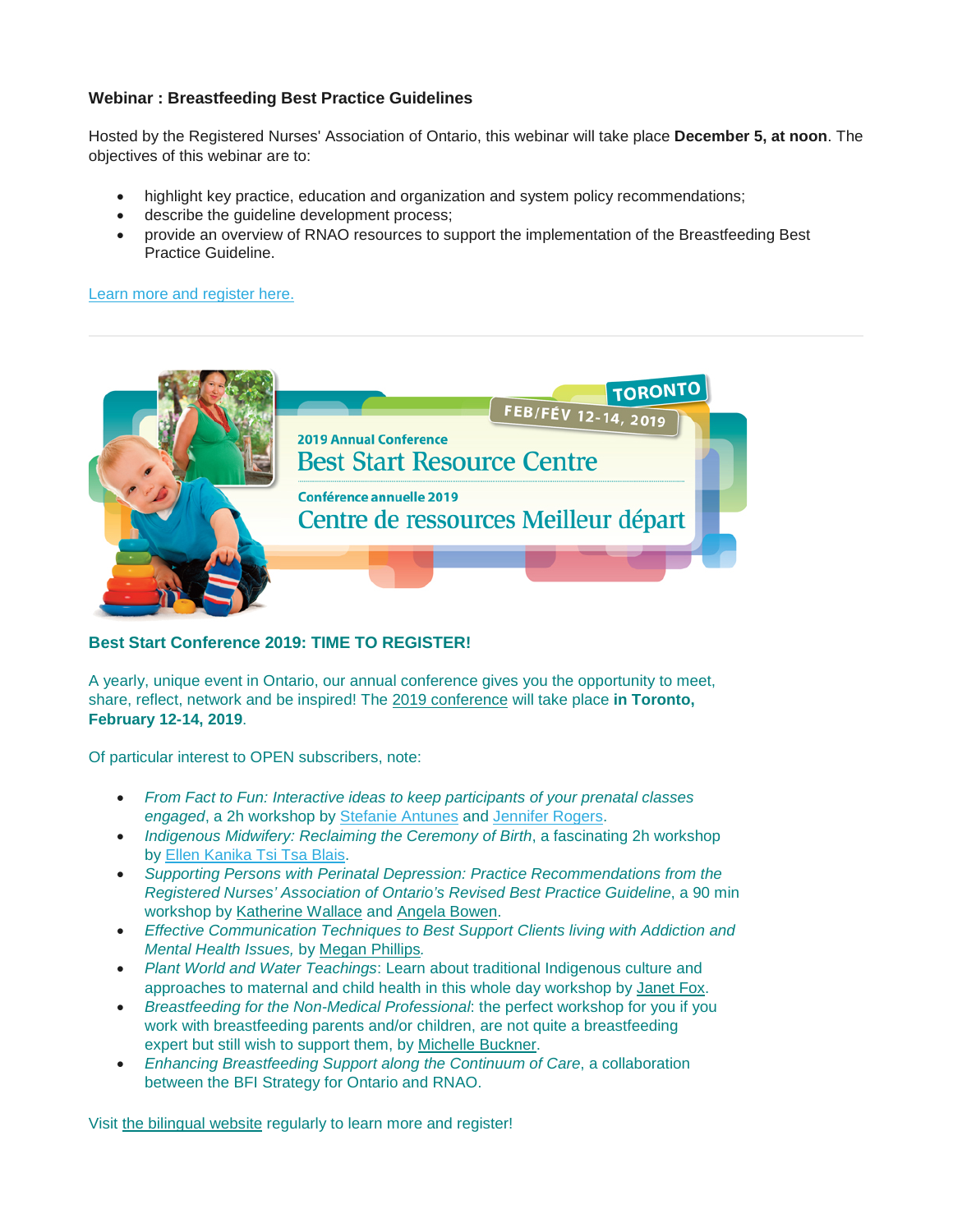**Webinar : Breastfeeding Best Practice Guidelines**

Hosted by the Registered Nurses' Association of Ontario, this webinar will take place **December 5, at noon**. The objectives of this webinar are to:

- highlight key practice, education and organization and system policy recommendations;
- describe the guideline development process;
- provide an overview of RNAO resources to support the implementation of the Breastfeeding Best Practice Guideline.

Learn more and register here.

---

**Best Start Conference 2019: TIME TO REGISTER!**

A yearly, unique event in Ontario, our annual conference gives you the opportunity to meet, share, reflect, network and be inspired! The 2019 conference will take place **in Toronto, February 12-14, 2019**.

Of particular interest to OPEN subscribers, note:

- *From Fact to Fun: Interactive ideas to keep participants of your prenatal classes engaged*, a 2h workshop by Stefanie Antunes and Jennifer Rogers.
- *Indigenous Midwifery: Reclaiming the Ceremony of Birth*, a fascinating 2h workshop by Ellen Kanika Tsi Tsa Blais.
- *Supporting Persons with Perinatal Depression: Practice Recommendations from the Registered Nurses' Association of Ontario's Revised Best Practice Guideline*, a 90 min workshop by Katherine Wallace and Angela Bowen.
- *Effective Communication Techniques to Best Support Clients living with Addiction and Mental Health Issues,* by Megan Phillips.
- *Plant World and Water Teachings*: Learn about traditional Indigenous culture and approaches to maternal and child health in this whole day workshop by Janet Fox.
- *Breastfeeding for the Non-Medical Professional*: the perfect workshop for you if you work with breastfeeding parents and/or children, are not quite a breastfeeding expert but still wish to support them, by Michelle Buckner.
- *Enhancing Breastfeeding Support along the Continuum of Care*, a collaboration between the BFI Strategy for Ontario and RNAO.

Visit the bilingual website regularly to learn more and register!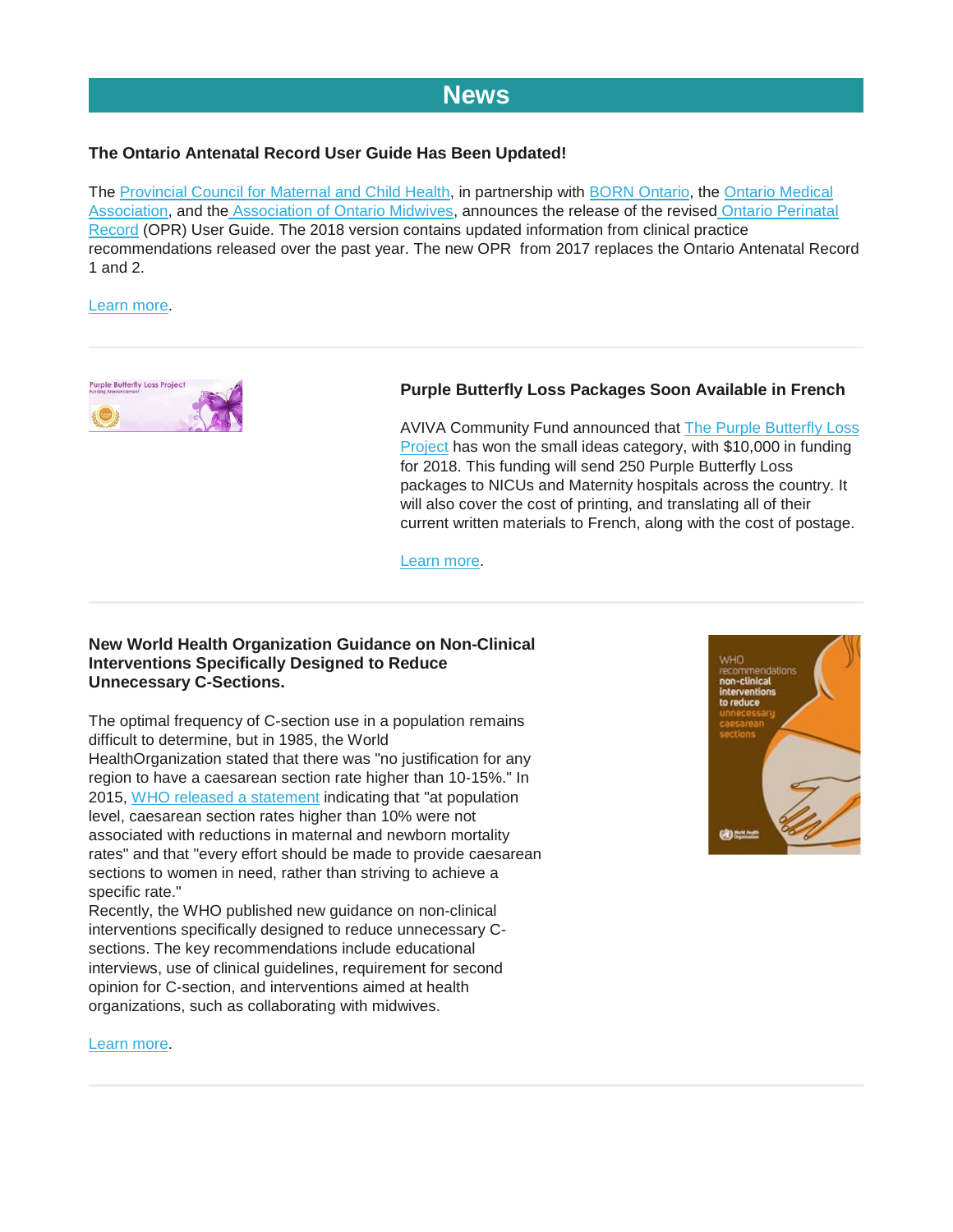# News

### The Ontario Antenatal Record User Guide Has Been Updated!

The Provincial Council for Maternal and Child Health, in partnership with BORN Ontario, the Ontario Medical Association, and the Association of Ontario Midwives, announces the release of the revised Ontario Perinatal Record (OPR) User Guide. The 2018 version contains updated information from clinical practice recommendations released over the past year. The new OPR from 2017 replaces the Ontario Antenatal Record 1 and 2.

Learn more.

---

### Purple Butterfly Loss Packages Soon Available in French

AVIVA Community Fund announced that The Purple Butterfly Loss Project has won the small ideas category, with $10,000 in funding for 2018. This funding will send 250 Purple Butterfly Loss packages to NICUs and Maternity hospitals across the country. It will also cover the cost of printing, and translating all of their current written materials to French, along with the cost of postage.

Learn more.

---

### New World Health Organization Guidance on Non-Clinical Interventions Specifically Designed to Reduce Unnecessary C-Sections.

The optimal frequency of C-section use in a population remains difficult to determine, but in 1985, the World HealthOrganization stated that there was "no justification for any region to have a caesarean section rate higher than 10-15%." In 2015, WHO released a statement indicating that "at population level, caesarean section rates higher than 10% were not associated with reductions in maternal and newborn mortality rates" and that "every effort should be made to provide caesarean sections to women in need, rather than striving to achieve a specific rate."
Recently, the WHO published new guidance on non-clinical interventions specifically designed to reduce unnecessary C-sections. The key recommendations include educational interviews, use of clinical guidelines, requirement for second opinion for C-section, and interventions aimed at health organizations, such as collaborating with midwives.

Learn more.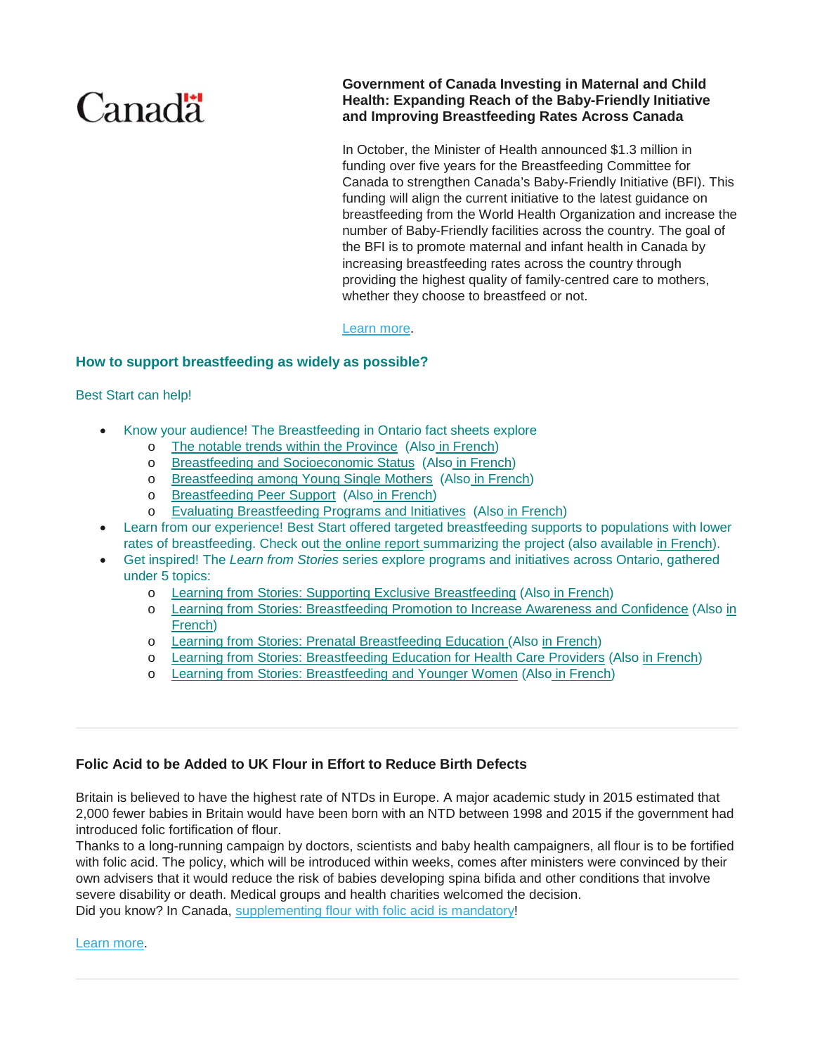Canada

### Government of Canada Investing in Maternal and Child Health: Expanding Reach of the Baby-Friendly Initiative and Improving Breastfeeding Rates Across Canada

In October, the Minister of Health announced $1.3 million in funding over five years for the Breastfeeding Committee for Canada to strengthen Canada's Baby-Friendly Initiative (BFI). This funding will align the current initiative to the latest guidance on breastfeeding from the World Health Organization and increase the number of Baby-Friendly facilities across the country. The goal of the BFI is to promote maternal and infant health in Canada by increasing breastfeeding rates across the country through providing the highest quality of family-centred care to mothers, whether they choose to breastfeed or not.

Learn more.

## How to support breastfeeding as widely as possible?

Best Start can help!

- Know your audience! The Breastfeeding in Ontario fact sheets explore
  - The notable trends within the Province (Also in French)
  - Breastfeeding and Socioeconomic Status (Also in French)
  - Breastfeeding among Young Single Mothers (Also in French)
  - Breastfeeding Peer Support (Also in French)
  - Evaluating Breastfeeding Programs and Initiatives (Also in French)
- Learn from our experience! Best Start offered targeted breastfeeding supports to populations with lower rates of breastfeeding. Check out the online report summarizing the project (also available in French).
- Get inspired! The *Learn from Stories* series explore programs and initiatives across Ontario, gathered under 5 topics:
  - Learning from Stories: Supporting Exclusive Breastfeeding (Also in French)
  - Learning from Stories: Breastfeeding Promotion to Increase Awareness and Confidence (Also in French)
  - Learning from Stories: Prenatal Breastfeeding Education (Also in French)
  - Learning from Stories: Breastfeeding Education for Health Care Providers (Also in French)
  - Learning from Stories: Breastfeeding and Younger Women (Also in French)

---

### Folic Acid to be Added to UK Flour in Effort to Reduce Birth Defects

Britain is believed to have the highest rate of NTDs in Europe. A major academic study in 2015 estimated that 2,000 fewer babies in Britain would have been born with an NTD between 1998 and 2015 if the government had introduced folic fortification of flour.
Thanks to a long-running campaign by doctors, scientists and baby health campaigners, all flour is to be fortified with folic acid. The policy, which will be introduced within weeks, comes after ministers were convinced by their own advisers that it would reduce the risk of babies developing spina bifida and other conditions that involve severe disability or death. Medical groups and health charities welcomed the decision.
Did you know? In Canada, supplementing flour with folic acid is mandatory!

Learn more.

---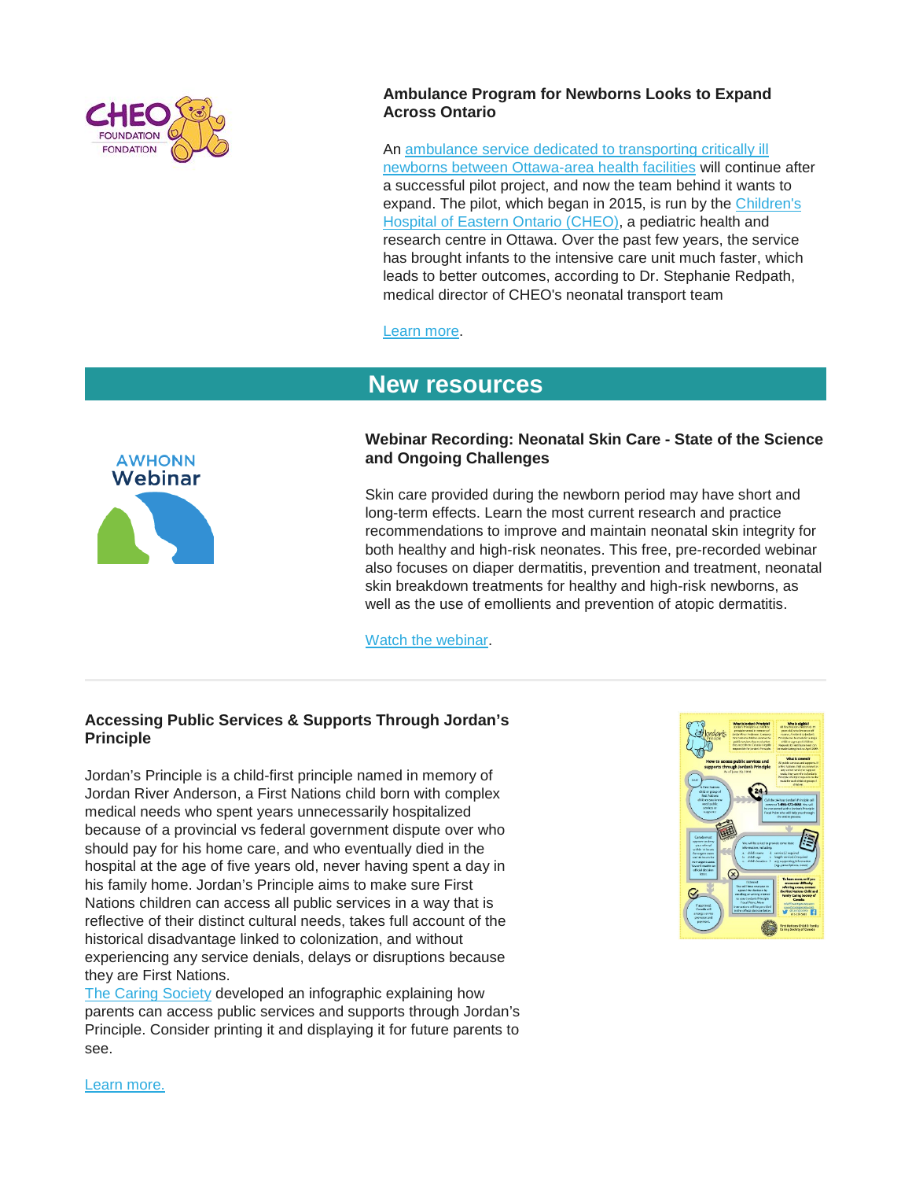### Ambulance Program for Newborns Looks to Expand Across Ontario

An ambulance service dedicated to transporting critically ill newborns between Ottawa-area health facilities will continue after a successful pilot project, and now the team behind it wants to expand. The pilot, which began in 2015, is run by the Children's Hospital of Eastern Ontario (CHEO), a pediatric health and research centre in Ottawa. Over the past few years, the service has brought infants to the intensive care unit much faster, which leads to better outcomes, according to Dr. Stephanie Redpath, medical director of CHEO's neonatal transport team

Learn more.

## New resources

### Webinar Recording: Neonatal Skin Care - State of the Science and Ongoing Challenges

Skin care provided during the newborn period may have short and long-term effects. Learn the most current research and practice recommendations to improve and maintain neonatal skin integrity for both healthy and high-risk neonates. This free, pre-recorded webinar also focuses on diaper dermatitis, prevention and treatment, neonatal skin breakdown treatments for healthy and high-risk newborns, as well as the use of emollients and prevention of atopic dermatitis.

Watch the webinar.

---

### Accessing Public Services & Supports Through Jordan's Principle

Jordan's Principle is a child-first principle named in memory of Jordan River Anderson, a First Nations child born with complex medical needs who spent years unnecessarily hospitalized because of a provincial vs federal government dispute over who should pay for his home care, and who eventually died in the hospital at the age of five years old, never having spent a day in his family home. Jordan's Principle aims to make sure First Nations children can access all public services in a way that is reflective of their distinct cultural needs, takes full account of the historical disadvantage linked to colonization, and without experiencing any service denials, delays or disruptions because they are First Nations.

The Caring Society developed an infographic explaining how parents can access public services and supports through Jordan's Principle. Consider printing it and displaying it for future parents to see.

Learn more.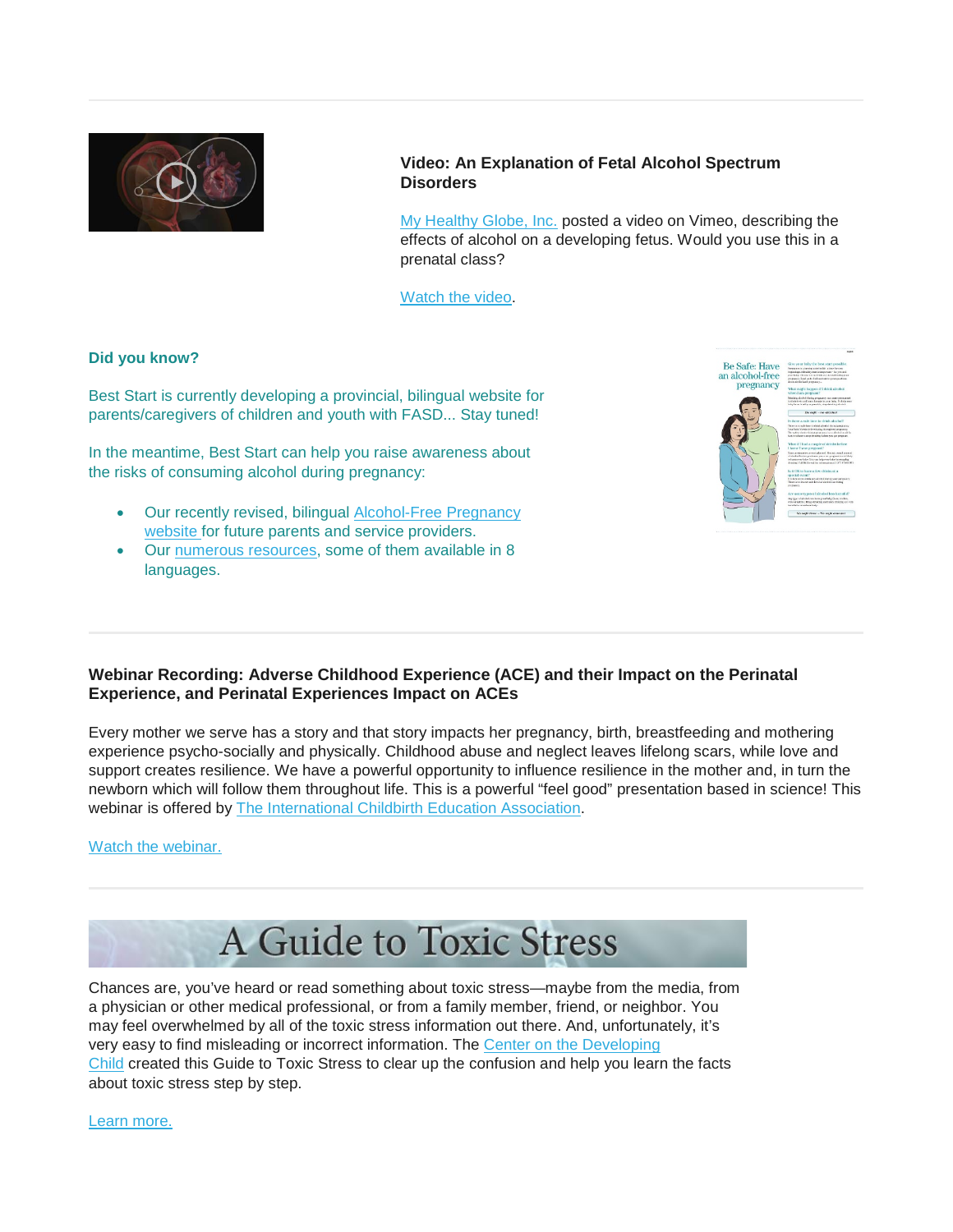---

**Video: An Explanation of Fetal Alcohol Spectrum Disorders**

My Healthy Globe, Inc. posted a video on Vimeo, describing the effects of alcohol on a developing fetus. Would you use this in a prenatal class?

Watch the video.

**Did you know?**

Best Start is currently developing a provincial, bilingual website for parents/caregivers of children and youth with FASD... Stay tuned!

In the meantime, Best Start can help you raise awareness about the risks of consuming alcohol during pregnancy:

- Our recently revised, bilingual Alcohol-Free Pregnancy website for future parents and service providers.
- Our numerous resources, some of them available in 8 languages.

---

**Webinar Recording: Adverse Childhood Experience (ACE) and their Impact on the Perinatal Experience, and Perinatal Experiences Impact on ACEs**

Every mother we serve has a story and that story impacts her pregnancy, birth, breastfeeding and mothering experience psycho-socially and physically. Childhood abuse and neglect leaves lifelong scars, while love and support creates resilience. We have a powerful opportunity to influence resilience in the mother and, in turn the newborn which will follow them throughout life. This is a powerful "feel good" presentation based in science! This webinar is offered by The International Childbirth Education Association.

Watch the webinar.

---

# A Guide to Toxic Stress

Chances are, you've heard or read something about toxic stress—maybe from the media, from a physician or other medical professional, or from a family member, friend, or neighbor. You may feel overwhelmed by all of the toxic stress information out there. And, unfortunately, it's very easy to find misleading or incorrect information. The Center on the Developing Child created this Guide to Toxic Stress to clear up the confusion and help you learn the facts about toxic stress step by step.

Learn more.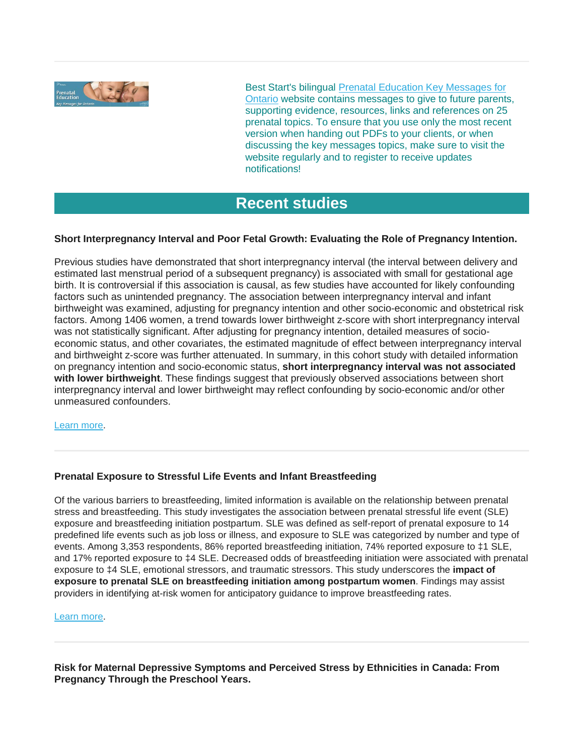Best Start's bilingual [Prenatal Education Key Messages for Ontario](#) website contains messages to give to future parents, supporting evidence, resources, links and references on 25 prenatal topics. To ensure that you use only the most recent version when handing out PDFs to your clients, or when discussing the key messages topics, make sure to visit the website regularly and to register to receive updates notifications!

## Recent studies

**Short Interpregnancy Interval and Poor Fetal Growth: Evaluating the Role of Pregnancy Intention.**

Previous studies have demonstrated that short interpregnancy interval (the interval between delivery and estimated last menstrual period of a subsequent pregnancy) is associated with small for gestational age birth. It is controversial if this association is causal, as few studies have accounted for likely confounding factors such as unintended pregnancy. The association between interpregnancy interval and infant birthweight was examined, adjusting for pregnancy intention and other socio-economic and obstetrical risk factors. Among 1406 women, a trend towards lower birthweight z-score with short interpregnancy interval was not statistically significant. After adjusting for pregnancy intention, detailed measures of socio-economic status, and other covariates, the estimated magnitude of effect between interpregnancy interval and birthweight z-score was further attenuated. In summary, in this cohort study with detailed information on pregnancy intention and socio-economic status, **short interpregnancy interval was not associated with lower birthweight**. These findings suggest that previously observed associations between short interpregnancy interval and lower birthweight may reflect confounding by socio-economic and/or other unmeasured confounders.

[Learn more](#).

---

**Prenatal Exposure to Stressful Life Events and Infant Breastfeeding**

Of the various barriers to breastfeeding, limited information is available on the relationship between prenatal stress and breastfeeding. This study investigates the association between prenatal stressful life event (SLE) exposure and breastfeeding initiation postpartum. SLE was defined as self-report of prenatal exposure to 14 predefined life events such as job loss or illness, and exposure to SLE was categorized by number and type of events. Among 3,353 respondents, 86% reported breastfeeding initiation, 74% reported exposure to ‡1 SLE, and 17% reported exposure to ‡4 SLE. Decreased odds of breastfeeding initiation were associated with prenatal exposure to ‡4 SLE, emotional stressors, and traumatic stressors. This study underscores the **impact of exposure to prenatal SLE on breastfeeding initiation among postpartum women**. Findings may assist providers in identifying at-risk women for anticipatory guidance to improve breastfeeding rates.

[Learn more](#).

---

**Risk for Maternal Depressive Symptoms and Perceived Stress by Ethnicities in Canada: From Pregnancy Through the Preschool Years.**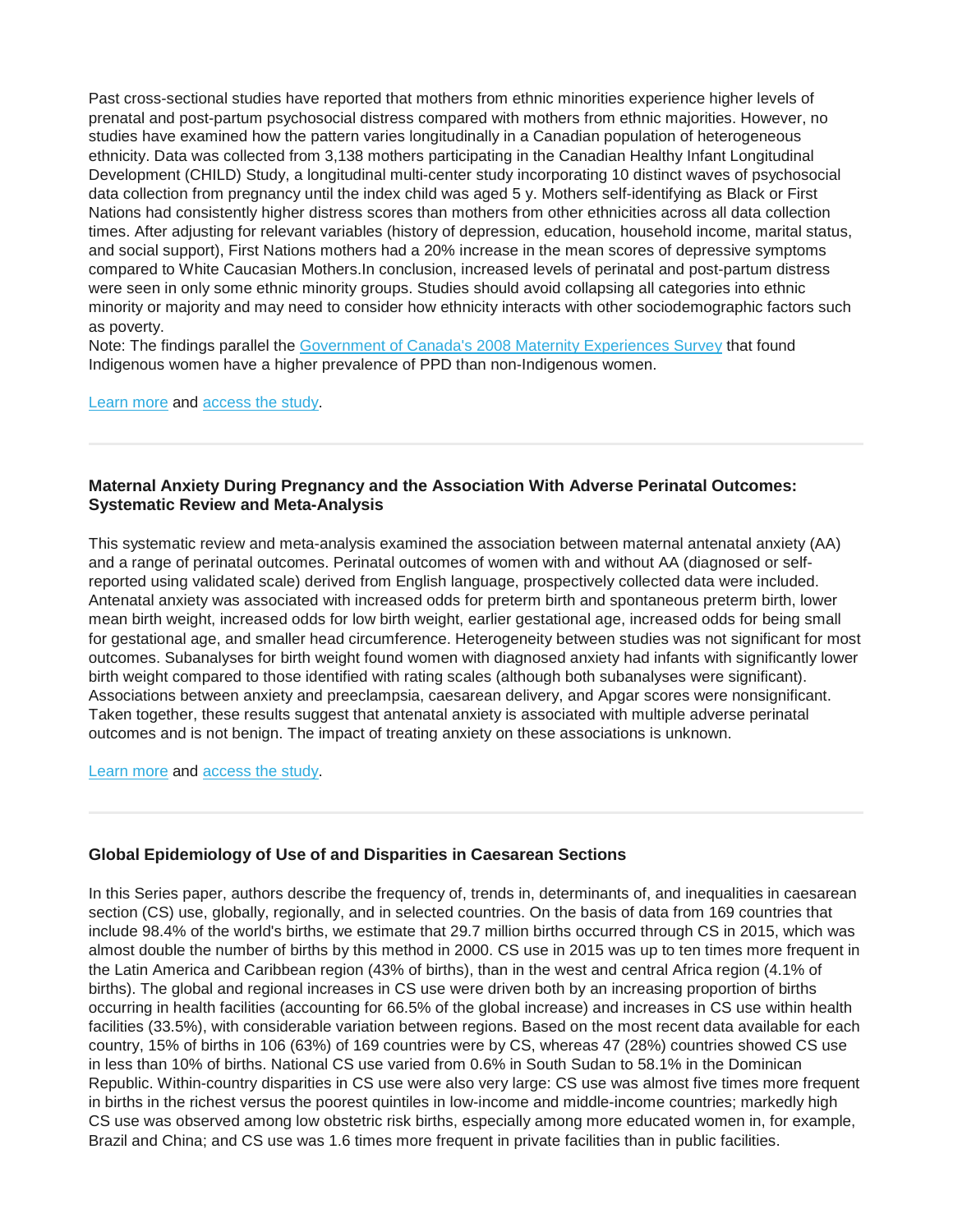Past cross-sectional studies have reported that mothers from ethnic minorities experience higher levels of prenatal and post-partum psychosocial distress compared with mothers from ethnic majorities. However, no studies have examined how the pattern varies longitudinally in a Canadian population of heterogeneous ethnicity. Data was collected from 3,138 mothers participating in the Canadian Healthy Infant Longitudinal Development (CHILD) Study, a longitudinal multi-center study incorporating 10 distinct waves of psychosocial data collection from pregnancy until the index child was aged 5 y. Mothers self-identifying as Black or First Nations had consistently higher distress scores than mothers from other ethnicities across all data collection times. After adjusting for relevant variables (history of depression, education, household income, marital status, and social support), First Nations mothers had a 20% increase in the mean scores of depressive symptoms compared to White Caucasian Mothers.In conclusion, increased levels of perinatal and post-partum distress were seen in only some ethnic minority groups. Studies should avoid collapsing all categories into ethnic minority or majority and may need to consider how ethnicity interacts with other sociodemographic factors such as poverty.
Note: The findings parallel the Government of Canada's 2008 Maternity Experiences Survey that found Indigenous women have a higher prevalence of PPD than non-Indigenous women.

Learn more and access the study.

---

### Maternal Anxiety During Pregnancy and the Association With Adverse Perinatal Outcomes: Systematic Review and Meta-Analysis

This systematic review and meta-analysis examined the association between maternal antenatal anxiety (AA) and a range of perinatal outcomes. Perinatal outcomes of women with and without AA (diagnosed or self-reported using validated scale) derived from English language, prospectively collected data were included. Antenatal anxiety was associated with increased odds for preterm birth and spontaneous preterm birth, lower mean birth weight, increased odds for low birth weight, earlier gestational age, increased odds for being small for gestational age, and smaller head circumference. Heterogeneity between studies was not significant for most outcomes. Subanalyses for birth weight found women with diagnosed anxiety had infants with significantly lower birth weight compared to those identified with rating scales (although both subanalyses were significant). Associations between anxiety and preeclampsia, caesarean delivery, and Apgar scores were nonsignificant. Taken together, these results suggest that antenatal anxiety is associated with multiple adverse perinatal outcomes and is not benign. The impact of treating anxiety on these associations is unknown.

Learn more and access the study.

---

### Global Epidemiology of Use of and Disparities in Caesarean Sections

In this Series paper, authors describe the frequency of, trends in, determinants of, and inequalities in caesarean section (CS) use, globally, regionally, and in selected countries. On the basis of data from 169 countries that include 98.4% of the world's births, we estimate that 29.7 million births occurred through CS in 2015, which was almost double the number of births by this method in 2000. CS use in 2015 was up to ten times more frequent in the Latin America and Caribbean region (43% of births), than in the west and central Africa region (4.1% of births). The global and regional increases in CS use were driven both by an increasing proportion of births occurring in health facilities (accounting for 66.5% of the global increase) and increases in CS use within health facilities (33.5%), with considerable variation between regions. Based on the most recent data available for each country, 15% of births in 106 (63%) of 169 countries were by CS, whereas 47 (28%) countries showed CS use in less than 10% of births. National CS use varied from 0.6% in South Sudan to 58.1% in the Dominican Republic. Within-country disparities in CS use were also very large: CS use was almost five times more frequent in births in the richest versus the poorest quintiles in low-income and middle-income countries; markedly high CS use was observed among low obstetric risk births, especially among more educated women in, for example, Brazil and China; and CS use was 1.6 times more frequent in private facilities than in public facilities.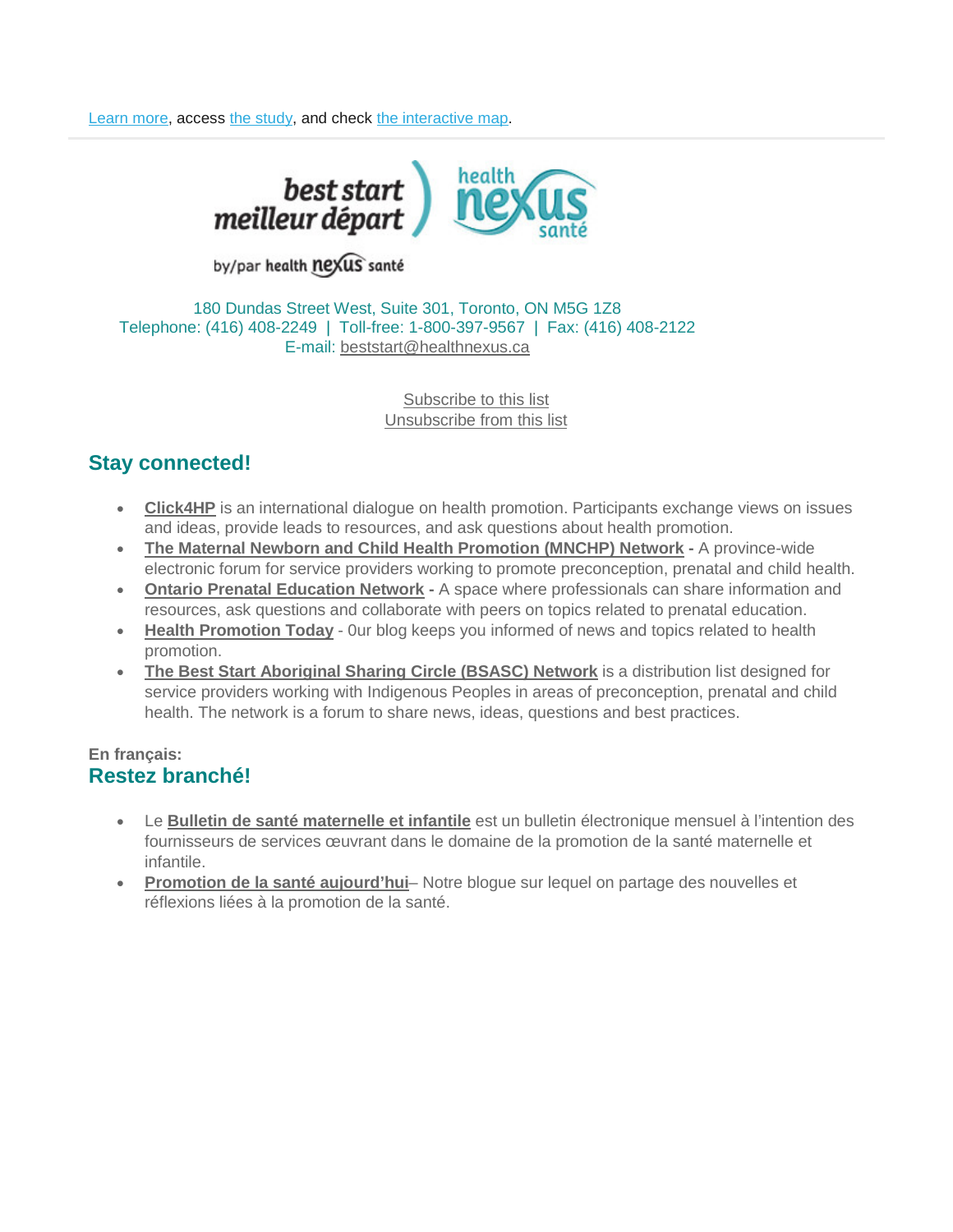Learn more, access the study, and check the interactive map.

---

best start meilleur départ by/par health nexus santé

health nexus santé

180 Dundas Street West, Suite 301, Toronto, ON M5G 1Z8
Telephone: (416) 408-2249 | Toll-free: 1-800-397-9567 | Fax: (416) 408-2122
E-mail: beststart@healthnexus.ca

Subscribe to this list
Unsubscribe from this list

## Stay connected!

- **Click4HP** is an international dialogue on health promotion. Participants exchange views on issues and ideas, provide leads to resources, and ask questions about health promotion.
- **The Maternal Newborn and Child Health Promotion (MNCHP) Network -** A province-wide electronic forum for service providers working to promote preconception, prenatal and child health.
- **Ontario Prenatal Education Network -** A space where professionals can share information and resources, ask questions and collaborate with peers on topics related to prenatal education.
- **Health Promotion Today** - 0ur blog keeps you informed of news and topics related to health promotion.
- **The Best Start Aboriginal Sharing Circle (BSASC) Network** is a distribution list designed for service providers working with Indigenous Peoples in areas of preconception, prenatal and child health. The network is a forum to share news, ideas, questions and best practices.

**En français:**

## Restez branché!

- Le **Bulletin de santé maternelle et infantile** est un bulletin électronique mensuel à l'intention des fournisseurs de services œuvrant dans le domaine de la promotion de la santé maternelle et infantile.
- **Promotion de la santé aujourd'hui**– Notre blogue sur lequel on partage des nouvelles et réflexions liées à la promotion de la santé.